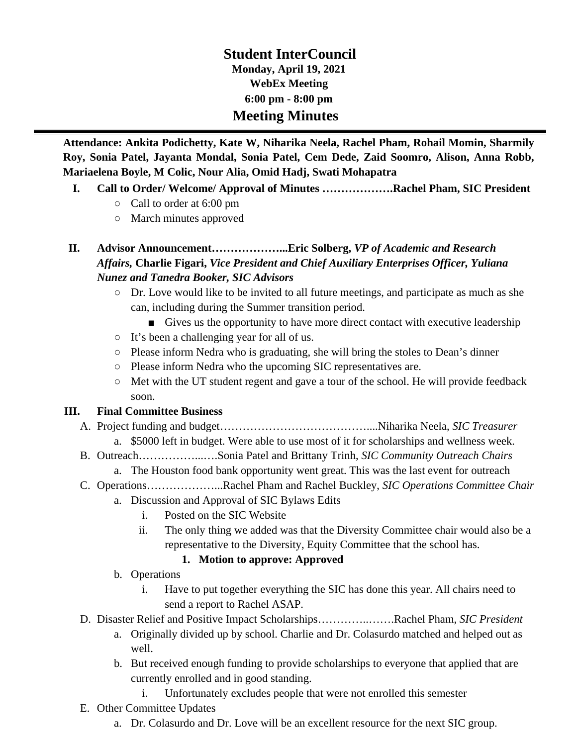# Student InterCouncil

**Monday, April 19, 2021**

**WebEx Meeting**

**6:00 pm - 8:00 pm**

## Meeting Minutes

**Attendance: Ankita Podichetty, Kate W, Niharika Neela, Rachel Pham, Rohail Momin, Sharmily Roy, Sonia Patel, Jayanta Mondal, Sonia Patel, Cem Dede, Zaid Soomro, Alison, Anna Robb, Mariaelena Boyle, M Colic, Nour Alia, Omid Hadj, Swati Mohapatra**

I. **Call to Order/ Welcome/ Approval of Minutes ……………….Rachel Pham, SIC President**
   - Call to order at 6:00 pm
   - March minutes approved

II. **Advisor Announcement………………...Eric Solberg,** ***VP of Academic and Research Affairs,*** **Charlie Figari,** ***Vice President and Chief Auxiliary Enterprises Officer, Yuliana Nunez and Tanedra Booker, SIC Advisors***
   - Dr. Love would like to be invited to all future meetings, and participate as much as she can, including during the Summer transition period.
     - Gives us the opportunity to have more direct contact with executive leadership
   - It's been a challenging year for all of us.
   - Please inform Nedra who is graduating, she will bring the stoles to Dean's dinner
   - Please inform Nedra who the upcoming SIC representatives are.
   - Met with the UT student regent and gave a tour of the school. He will provide feedback soon.

III. **Final Committee Business**
   A. Project funding and budget…………………………………....Niharika Neela, *SIC Treasurer*
      a. $5000 left in budget. Were able to use most of it for scholarships and wellness week.
   B. Outreach……………...….Sonia Patel and Brittany Trinh, *SIC Community Outreach Chairs*
      a. The Houston food bank opportunity went great. This was the last event for outreach
   C. Operations………………...Rachel Pham and Rachel Buckley, *SIC Operations Committee Chair*
      a. Discussion and Approval of SIC Bylaws Edits
         i. Posted on the SIC Website
         ii. The only thing we added was that the Diversity Committee chair would also be a representative to the Diversity, Equity Committee that the school has.
            1. **Motion to approve: Approved**
      b. Operations
         i. Have to put together everything the SIC has done this year. All chairs need to send a report to Rachel ASAP.
   D. Disaster Relief and Positive Impact Scholarships…………..…….Rachel Pham, *SIC President*
      a. Originally divided up by school. Charlie and Dr. Colasurdo matched and helped out as well.
      b. But received enough funding to provide scholarships to everyone that applied that are currently enrolled and in good standing.
         i. Unfortunately excludes people that were not enrolled this semester
   E. Other Committee Updates
      a. Dr. Colasurdo and Dr. Love will be an excellent resource for the next SIC group.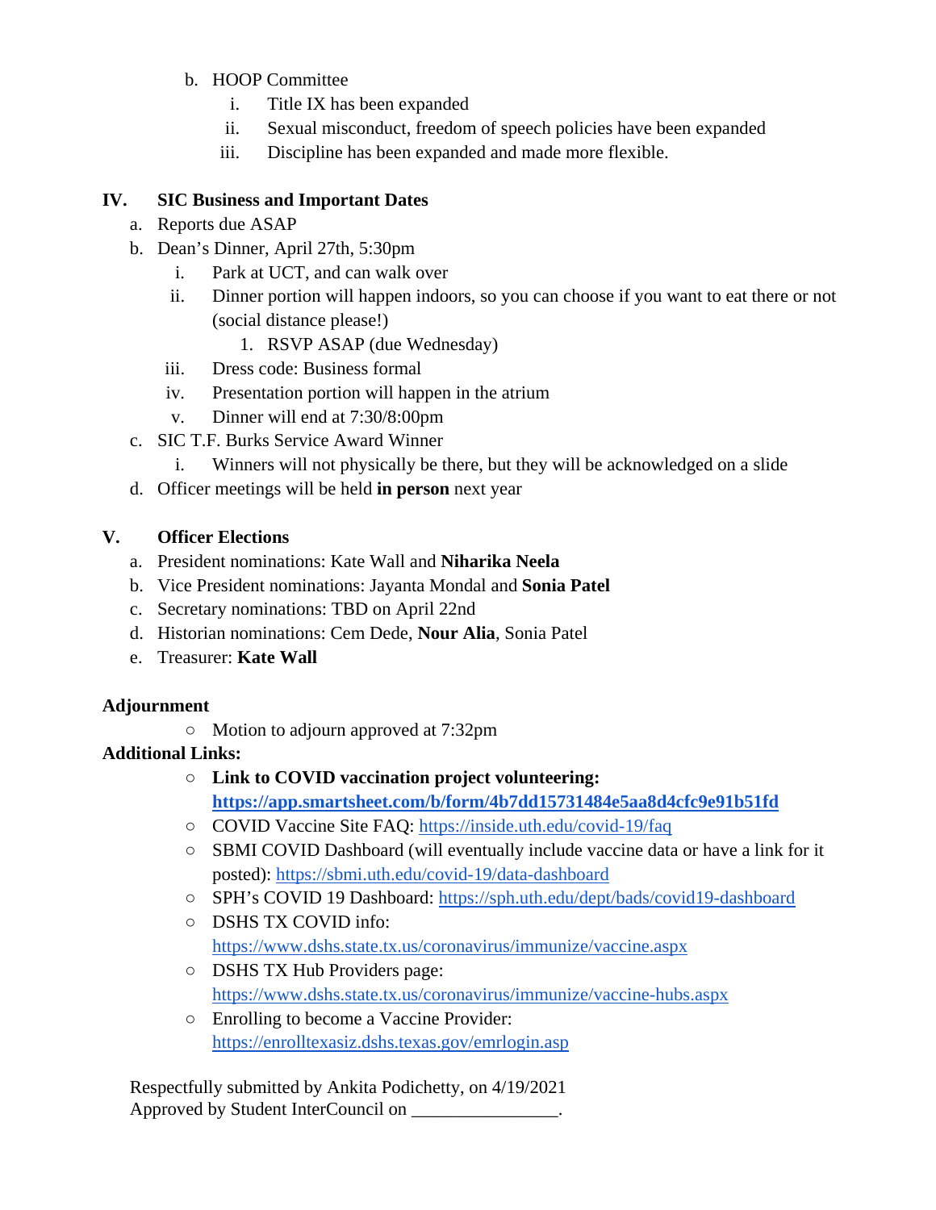b. HOOP Committee
    i. Title IX has been expanded
    ii. Sexual misconduct, freedom of speech policies have been expanded
    iii. Discipline has been expanded and made more flexible.

**IV. SIC Business and Important Dates**

a. Reports due ASAP
b. Dean's Dinner, April 27th, 5:30pm
    i. Park at UCT, and can walk over
    ii. Dinner portion will happen indoors, so you can choose if you want to eat there or not (social distance please!)
        1. RSVP ASAP (due Wednesday)
    iii. Dress code: Business formal
    iv. Presentation portion will happen in the atrium
    v. Dinner will end at 7:30/8:00pm
c. SIC T.F. Burks Service Award Winner
    i. Winners will not physically be there, but they will be acknowledged on a slide
d. Officer meetings will be held **in person** next year

**V. Officer Elections**

a. President nominations: Kate Wall and **Niharika Neela**
b. Vice President nominations: Jayanta Mondal and **Sonia Patel**
c. Secretary nominations: TBD on April 22nd
d. Historian nominations: Cem Dede, **Nour Alia**, Sonia Patel
e. Treasurer: **Kate Wall**

**Adjournment**

- Motion to adjourn approved at 7:32pm

**Additional Links:**

- **Link to COVID vaccination project volunteering: https://app.smartsheet.com/b/form/4b7dd15731484e5aa8d4cfc9e91b51fd**
- COVID Vaccine Site FAQ: https://inside.uth.edu/covid-19/faq
- SBMI COVID Dashboard (will eventually include vaccine data or have a link for it posted): https://sbmi.uth.edu/covid-19/data-dashboard
- SPH's COVID 19 Dashboard: https://sph.uth.edu/dept/bads/covid19-dashboard
- DSHS TX COVID info: https://www.dshs.state.tx.us/coronavirus/immunize/vaccine.aspx
- DSHS TX Hub Providers page: https://www.dshs.state.tx.us/coronavirus/immunize/vaccine-hubs.aspx
- Enrolling to become a Vaccine Provider: https://enrolltexasiz.dshs.texas.gov/emrlogin.asp

Respectfully submitted by Ankita Podichetty, on 4/19/2021
Approved by Student InterCouncil on ________________.